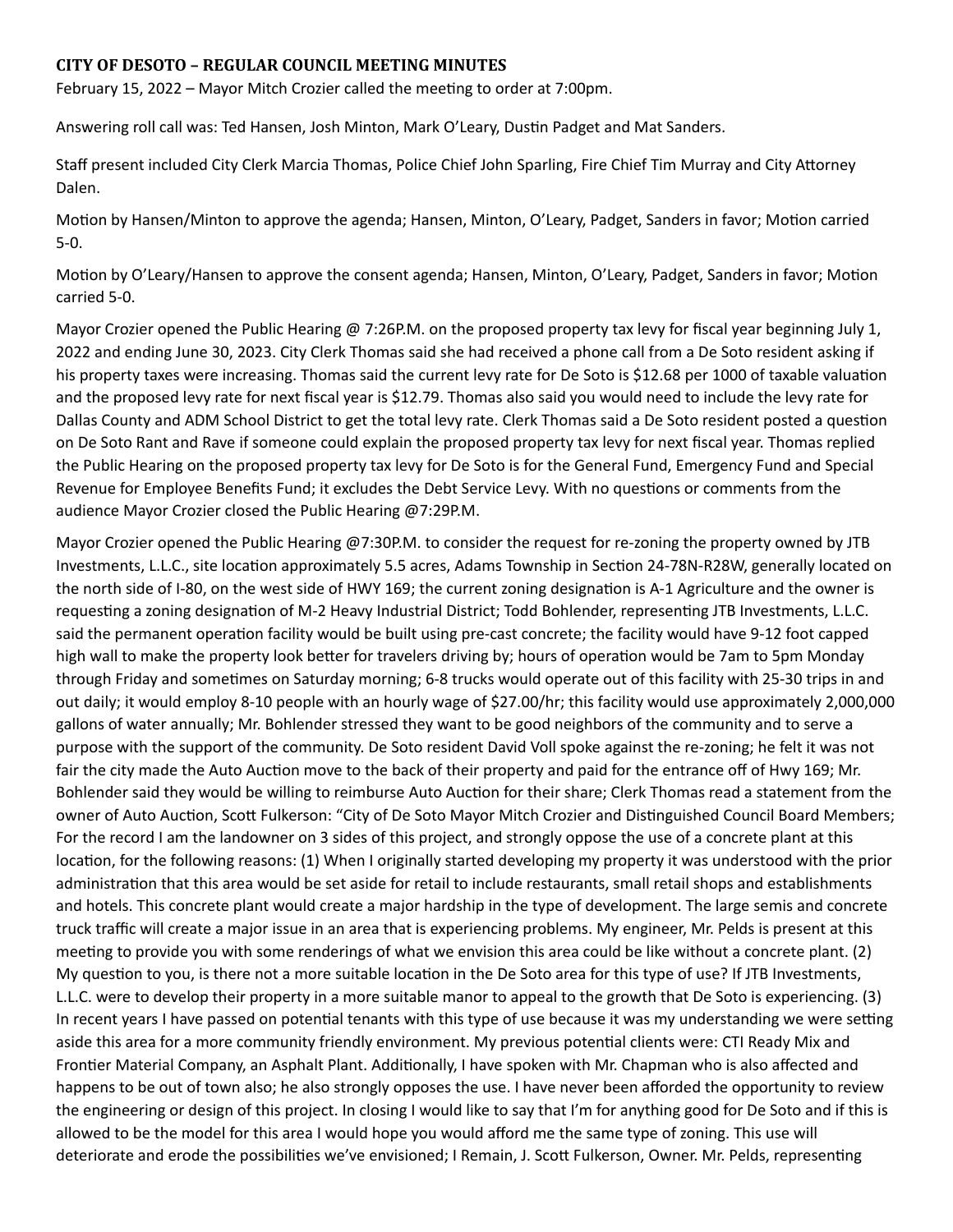**CITY OF DESOTO – REGULAR COUNCIL MEETING MINUTES**

February 15, 2022 – Mayor Mitch Crozier called the meeting to order at 7:00pm.

Answering roll call was: Ted Hansen, Josh Minton, Mark O'Leary, Dustin Padget and Mat Sanders.

Staff present included City Clerk Marcia Thomas, Police Chief John Sparling, Fire Chief Tim Murray and City Attorney Dalen.

Motion by Hansen/Minton to approve the agenda; Hansen, Minton, O'Leary, Padget, Sanders in favor; Motion carried 5-0.

Motion by O'Leary/Hansen to approve the consent agenda; Hansen, Minton, O'Leary, Padget, Sanders in favor; Motion carried 5-0.

Mayor Crozier opened the Public Hearing @ 7:26P.M. on the proposed property tax levy for fiscal year beginning July 1, 2022 and ending June 30, 2023. City Clerk Thomas said she had received a phone call from a De Soto resident asking if his property taxes were increasing. Thomas said the current levy rate for De Soto is $12.68 per 1000 of taxable valuation and the proposed levy rate for next fiscal year is $12.79. Thomas also said you would need to include the levy rate for Dallas County and ADM School District to get the total levy rate. Clerk Thomas said a De Soto resident posted a question on De Soto Rant and Rave if someone could explain the proposed property tax levy for next fiscal year. Thomas replied the Public Hearing on the proposed property tax levy for De Soto is for the General Fund, Emergency Fund and Special Revenue for Employee Benefits Fund; it excludes the Debt Service Levy. With no questions or comments from the audience Mayor Crozier closed the Public Hearing @7:29P.M.

Mayor Crozier opened the Public Hearing @7:30P.M. to consider the request for re-zoning the property owned by JTB Investments, L.L.C., site location approximately 5.5 acres, Adams Township in Section 24-78N-R28W, generally located on the north side of I-80, on the west side of HWY 169; the current zoning designation is A-1 Agriculture and the owner is requesting a zoning designation of M-2 Heavy Industrial District; Todd Bohlender, representing JTB Investments, L.L.C. said the permanent operation facility would be built using pre-cast concrete; the facility would have 9-12 foot capped high wall to make the property look better for travelers driving by; hours of operation would be 7am to 5pm Monday through Friday and sometimes on Saturday morning; 6-8 trucks would operate out of this facility with 25-30 trips in and out daily; it would employ 8-10 people with an hourly wage of $27.00/hr; this facility would use approximately 2,000,000 gallons of water annually; Mr. Bohlender stressed they want to be good neighbors of the community and to serve a purpose with the support of the community. De Soto resident David Voll spoke against the re-zoning; he felt it was not fair the city made the Auto Auction move to the back of their property and paid for the entrance off of Hwy 169; Mr. Bohlender said they would be willing to reimburse Auto Auction for their share; Clerk Thomas read a statement from the owner of Auto Auction, Scott Fulkerson: "City of De Soto Mayor Mitch Crozier and Distinguished Council Board Members; For the record I am the landowner on 3 sides of this project, and strongly oppose the use of a concrete plant at this location, for the following reasons: (1) When I originally started developing my property it was understood with the prior administration that this area would be set aside for retail to include restaurants, small retail shops and establishments and hotels. This concrete plant would create a major hardship in the type of development. The large semis and concrete truck traffic will create a major issue in an area that is experiencing problems. My engineer, Mr. Pelds is present at this meeting to provide you with some renderings of what we envision this area could be like without a concrete plant. (2) My question to you, is there not a more suitable location in the De Soto area for this type of use? If JTB Investments, L.L.C. were to develop their property in a more suitable manor to appeal to the growth that De Soto is experiencing. (3) In recent years I have passed on potential tenants with this type of use because it was my understanding we were setting aside this area for a more community friendly environment. My previous potential clients were: CTI Ready Mix and Frontier Material Company, an Asphalt Plant. Additionally, I have spoken with Mr. Chapman who is also affected and happens to be out of town also; he also strongly opposes the use. I have never been afforded the opportunity to review the engineering or design of this project. In closing I would like to say that I'm for anything good for De Soto and if this is allowed to be the model for this area I would hope you would afford me the same type of zoning. This use will deteriorate and erode the possibilities we've envisioned; I Remain, J. Scott Fulkerson, Owner. Mr. Pelds, representing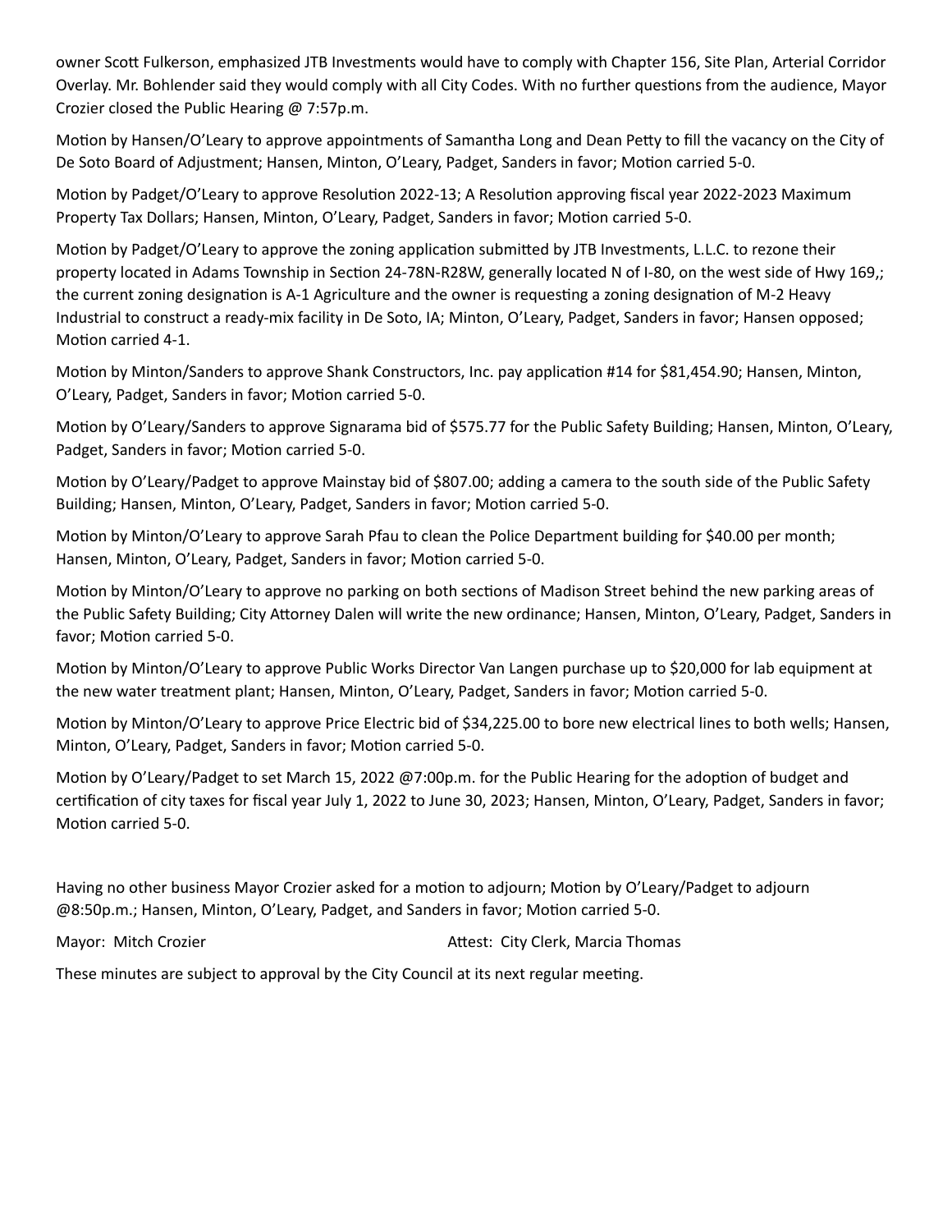owner Scott Fulkerson, emphasized JTB Investments would have to comply with Chapter 156, Site Plan, Arterial Corridor Overlay. Mr. Bohlender said they would comply with all City Codes. With no further questions from the audience, Mayor Crozier closed the Public Hearing @ 7:57p.m.

Motion by Hansen/O'Leary to approve appointments of Samantha Long and Dean Petty to fill the vacancy on the City of De Soto Board of Adjustment; Hansen, Minton, O'Leary, Padget, Sanders in favor; Motion carried 5-0.

Motion by Padget/O'Leary to approve Resolution 2022-13; A Resolution approving fiscal year 2022-2023 Maximum Property Tax Dollars; Hansen, Minton, O'Leary, Padget, Sanders in favor; Motion carried 5-0.

Motion by Padget/O'Leary to approve the zoning application submitted by JTB Investments, L.L.C. to rezone their property located in Adams Township in Section 24-78N-R28W, generally located N of I-80, on the west side of Hwy 169,; the current zoning designation is A-1 Agriculture and the owner is requesting a zoning designation of M-2 Heavy Industrial to construct a ready-mix facility in De Soto, IA; Minton, O'Leary, Padget, Sanders in favor; Hansen opposed; Motion carried 4-1.

Motion by Minton/Sanders to approve Shank Constructors, Inc. pay application #14 for $81,454.90; Hansen, Minton, O'Leary, Padget, Sanders in favor; Motion carried 5-0.

Motion by O'Leary/Sanders to approve Signarama bid of $575.77 for the Public Safety Building; Hansen, Minton, O'Leary, Padget, Sanders in favor; Motion carried 5-0.

Motion by O'Leary/Padget to approve Mainstay bid of $807.00; adding a camera to the south side of the Public Safety Building; Hansen, Minton, O'Leary, Padget, Sanders in favor; Motion carried 5-0.

Motion by Minton/O'Leary to approve Sarah Pfau to clean the Police Department building for $40.00 per month; Hansen, Minton, O'Leary, Padget, Sanders in favor; Motion carried 5-0.

Motion by Minton/O'Leary to approve no parking on both sections of Madison Street behind the new parking areas of the Public Safety Building; City Attorney Dalen will write the new ordinance; Hansen, Minton, O'Leary, Padget, Sanders in favor; Motion carried 5-0.

Motion by Minton/O'Leary to approve Public Works Director Van Langen purchase up to $20,000 for lab equipment at the new water treatment plant; Hansen, Minton, O'Leary, Padget, Sanders in favor; Motion carried 5-0.

Motion by Minton/O'Leary to approve Price Electric bid of $34,225.00 to bore new electrical lines to both wells; Hansen, Minton, O'Leary, Padget, Sanders in favor; Motion carried 5-0.

Motion by O'Leary/Padget to set March 15, 2022 @7:00p.m. for the Public Hearing for the adoption of budget and certification of city taxes for fiscal year July 1, 2022 to June 30, 2023; Hansen, Minton, O'Leary, Padget, Sanders in favor; Motion carried 5-0.

Having no other business Mayor Crozier asked for a motion to adjourn; Motion by O'Leary/Padget to adjourn @8:50p.m.; Hansen, Minton, O'Leary, Padget, and Sanders in favor; Motion carried 5-0.

Mayor: Mitch Crozier                                        Attest: City Clerk, Marcia Thomas

These minutes are subject to approval by the City Council at its next regular meeting.